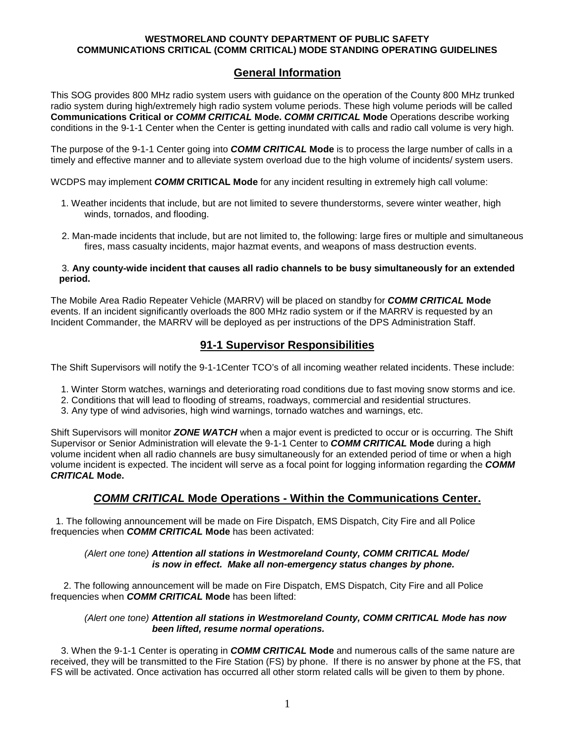**WESTMORELAND COUNTY DEPARTMENT OF PUBLIC SAFETY**
**COMMUNICATIONS CRITICAL (COMM CRITICAL) MODE STANDING OPERATING GUIDELINES**

## General Information

This SOG provides 800 MHz radio system users with guidance on the operation of the County 800 MHz trunked radio system during high/extremely high radio system volume periods. These high volume periods will be called **Communications Critical or *COMM CRITICAL* Mode. *COMM CRITICAL* Mode** Operations describe working conditions in the 9-1-1 Center when the Center is getting inundated with calls and radio call volume is very high.

The purpose of the 9-1-1 Center going into ***COMM CRITICAL* Mode** is to process the large number of calls in a timely and effective manner and to alleviate system overload due to the high volume of incidents/ system users.

WCDPS may implement ***COMM* CRITICAL Mode** for any incident resulting in extremely high call volume:

1. Weather incidents that include, but are not limited to severe thunderstorms, severe winter weather, high winds, tornados, and flooding.
2. Man-made incidents that include, but are not limited to, the following: large fires or multiple and simultaneous fires, mass casualty incidents, major hazmat events, and weapons of mass destruction events.
3. **Any county-wide incident that causes all radio channels to be busy simultaneously for an extended period.**

The Mobile Area Radio Repeater Vehicle (MARRV) will be placed on standby for ***COMM CRITICAL* Mode** events. If an incident significantly overloads the 800 MHz radio system or if the MARRV is requested by an Incident Commander, the MARRV will be deployed as per instructions of the DPS Administration Staff.

## 91-1 Supervisor Responsibilities

The Shift Supervisors will notify the 9-1-1Center TCO's of all incoming weather related incidents. These include:

1. Winter Storm watches, warnings and deteriorating road conditions due to fast moving snow storms and ice.
2. Conditions that will lead to flooding of streams, roadways, commercial and residential structures.
3. Any type of wind advisories, high wind warnings, tornado watches and warnings, etc.

Shift Supervisors will monitor ***ZONE WATCH*** when a major event is predicted to occur or is occurring. The Shift Supervisor or Senior Administration will elevate the 9-1-1 Center to ***COMM CRITICAL* Mode** during a high volume incident when all radio channels are busy simultaneously for an extended period of time or when a high volume incident is expected. The incident will serve as a focal point for logging information regarding the ***COMM CRITICAL* Mode.**

## *COMM CRITICAL* Mode Operations - Within the Communications Center.

1. The following announcement will be made on Fire Dispatch, EMS Dispatch, City Fire and all Police frequencies when ***COMM CRITICAL* Mode** has been activated:

   *(Alert one tone)* ***Attention all stations in Westmoreland County, COMM CRITICAL Mode/ is now in effect. Make all non-emergency status changes by phone.***

2. The following announcement will be made on Fire Dispatch, EMS Dispatch, City Fire and all Police frequencies when ***COMM CRITICAL* Mode** has been lifted:

   *(Alert one tone)* ***Attention all stations in Westmoreland County, COMM CRITICAL Mode has now been lifted, resume normal operations.***

3. When the 9-1-1 Center is operating in ***COMM CRITICAL* Mode** and numerous calls of the same nature are received, they will be transmitted to the Fire Station (FS) by phone. If there is no answer by phone at the FS, that FS will be activated. Once activation has occurred all other storm related calls will be given to them by phone.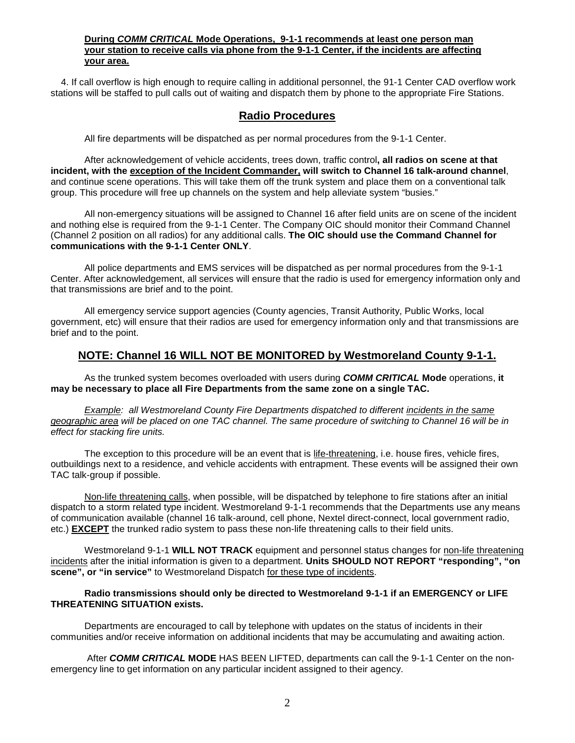**During *COMM CRITICAL* Mode Operations, 9-1-1 recommends at least one person man your station to receive calls via phone from the 9-1-1 Center, if the incidents are affecting your area.**

4. If call overflow is high enough to require calling in additional personnel, the 91-1 Center CAD overflow work stations will be staffed to pull calls out of waiting and dispatch them by phone to the appropriate Fire Stations.

## Radio Procedures

All fire departments will be dispatched as per normal procedures from the 9-1-1 Center.

After acknowledgement of vehicle accidents, trees down, traffic control**, all radios on scene at that incident, with the exception of the Incident Commander, will switch to Channel 16 talk-around channel**, and continue scene operations. This will take them off the trunk system and place them on a conventional talk group. This procedure will free up channels on the system and help alleviate system "busies."

All non-emergency situations will be assigned to Channel 16 after field units are on scene of the incident and nothing else is required from the 9-1-1 Center. The Company OIC should monitor their Command Channel (Channel 2 position on all radios) for any additional calls. **The OIC should use the Command Channel for communications with the 9-1-1 Center ONLY**.

All police departments and EMS services will be dispatched as per normal procedures from the 9-1-1 Center. After acknowledgement, all services will ensure that the radio is used for emergency information only and that transmissions are brief and to the point.

All emergency service support agencies (County agencies, Transit Authority, Public Works, local government, etc) will ensure that their radios are used for emergency information only and that transmissions are brief and to the point.

## NOTE: Channel 16 WILL NOT BE MONITORED by Westmoreland County 9-1-1.

As the trunked system becomes overloaded with users during ***COMM CRITICAL* Mode** operations, **it may be necessary to place all Fire Departments from the same zone on a single TAC.**

*Example: all Westmoreland County Fire Departments dispatched to different incidents in the same geographic area will be placed on one TAC channel. The same procedure of switching to Channel 16 will be in effect for stacking fire units.*

The exception to this procedure will be an event that is life-threatening, i.e. house fires, vehicle fires, outbuildings next to a residence, and vehicle accidents with entrapment. These events will be assigned their own TAC talk-group if possible.

Non-life threatening calls, when possible, will be dispatched by telephone to fire stations after an initial dispatch to a storm related type incident. Westmoreland 9-1-1 recommends that the Departments use any means of communication available (channel 16 talk-around, cell phone, Nextel direct-connect, local government radio, etc.) **EXCEPT** the trunked radio system to pass these non-life threatening calls to their field units.

Westmoreland 9-1-1 **WILL NOT TRACK** equipment and personnel status changes for non-life threatening incidents after the initial information is given to a department. **Units SHOULD NOT REPORT "responding", "on scene", or "in service"** to Westmoreland Dispatch for these type of incidents.

**Radio transmissions should only be directed to Westmoreland 9-1-1 if an EMERGENCY or LIFE THREATENING SITUATION exists.**

Departments are encouraged to call by telephone with updates on the status of incidents in their communities and/or receive information on additional incidents that may be accumulating and awaiting action.

After ***COMM CRITICAL* MODE** HAS BEEN LIFTED, departments can call the 9-1-1 Center on the non-emergency line to get information on any particular incident assigned to their agency.